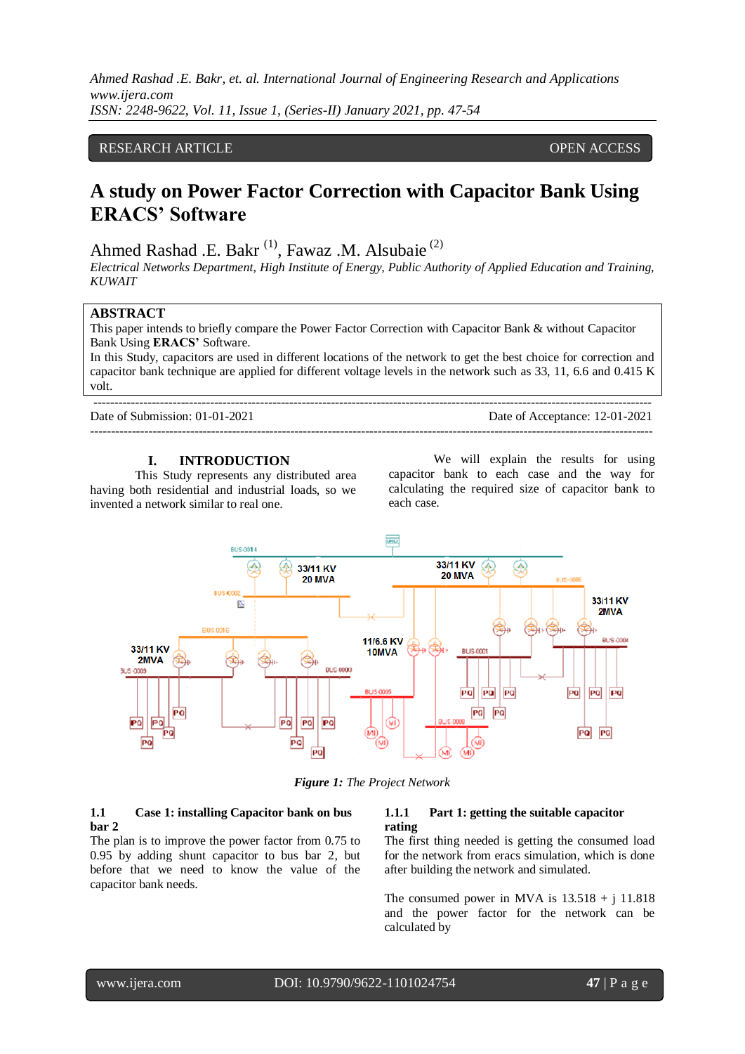RESEARCH ARTICLE OPEN ACCESS

# A study on Power Factor Correction with Capacitor Bank Using ERACS' Software

Ahmed Rashad .E. Bakr [1], Fawaz .M. Alsubaie [2]

*Electrical Networks Department, High Institute of Energy, Public Authority of Applied Education and Training, KUWAIT*

## ABSTRACT

This paper intends to briefly compare the Power Factor Correction with Capacitor Bank & without Capacitor Bank Using **ERACS'** Software.

In this Study, capacitors are used in different locations of the network to get the best choice for correction and capacitor bank technique are applied for different voltage levels in the network such as 33, 11, 6.6 and 0.415 K volt.

---

Date of Submission: 01-01-2021 Date of Acceptance: 12-01-2021

---

## I. INTRODUCTION

This Study represents any distributed area having both residential and industrial loads, so we invented a network similar to real one.

We will explain the results for using capacitor bank to each case and the way for calculating the required size of capacitor bank to each case.

***Figure 1:*** *The Project Network*

### 1.1 Case 1: installing Capacitor bank on bus bar 2

The plan is to improve the power factor from 0.75 to 0.95 by adding shunt capacitor to bus bar 2, but before that we need to know the value of the capacitor bank needs.

#### 1.1.1 Part 1: getting the suitable capacitor rating

The first thing needed is getting the consumed load for the network from eracs simulation, which is done after building the network and simulated.

The consumed power in MVA is 13.518 + j 11.818 and the power factor for the network can be calculated by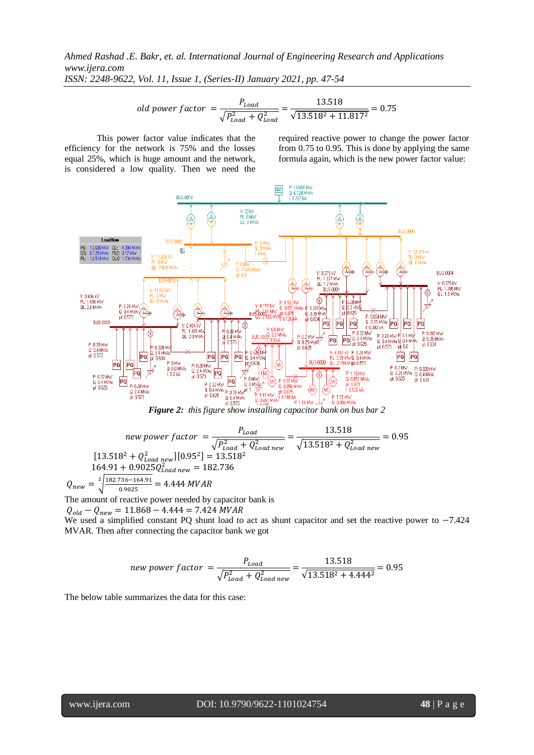$$old\ power\ factor\ = \frac{P_{Load}}{\sqrt{P_{Load}^2 + Q_{Load}^2}} = \frac{13.518}{\sqrt{13.518^2 + 11.817^2}} = 0.75$$

This power factor value indicates that the efficiency for the network is 75% and the losses equal 25%, which is huge amount and the network, is considered a low quality. Then we need the required reactive power to change the power factor from 0.75 to 0.95. This is done by applying the same formula again, which is the new power factor value:

*Figure 2: this figure show installing capacitor bank on bus bar 2*

$$new\ power\ factor\ = \frac{P_{Load}}{\sqrt{P_{Load}^2 + Q_{Load\ new}^2}} = \frac{13.518}{\sqrt{13.518^2 + Q_{Load\ new}^2}} = 0.95$$

$$[13.518^2 + Q_{Load\ new}^2][0.95^2] = 13.518^2$$

$$164.91 + 0.9025Q_{Load\ new}^2 = 182.736$$

$$Q_{new} = \sqrt[2]{\frac{182.736 - 164.91}{0.9025}} = 4.444\ MVAR$$

The amount of reactive power needed by capacitor bank is

$$Q_{old} - Q_{new} = 11.868 - 4.444 = 7.424\ MVAR$$

We used a simplified constant PQ shunt load to act as shunt capacitor and set the reactive power to $-7.424$ MVAR. Then after connecting the capacitor bank we got

$$new\ power\ factor\ = \frac{P_{Load}}{\sqrt{P_{Load}^2 + Q_{Load\ new}^2}} = \frac{13.518}{\sqrt{13.518^2 + 4.444^2}} = 0.95$$

The below table summarizes the data for this case: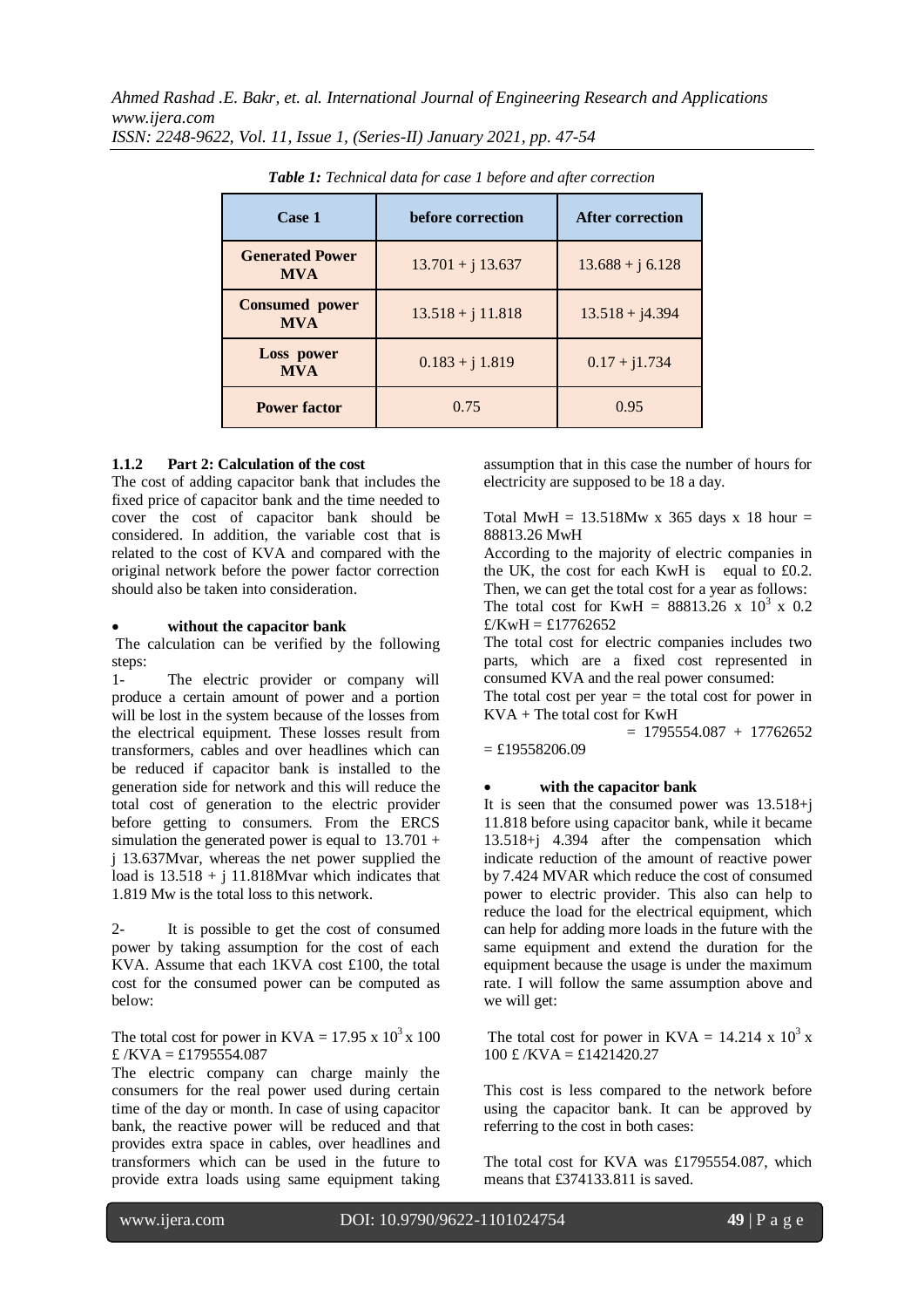*Table 1: Technical data for case 1 before and after correction*

| Case 1 | before correction | After correction |
|---|---|---|
| **Generated Power MVA** | 13.701 + j 13.637 | 13.688 + j 6.128 |
| **Consumed power MVA** | 13.518 + j 11.818 | 13.518 + j4.394 |
| **Loss power MVA** | 0.183 + j 1.819 | 0.17 + j1.734 |
| **Power factor** | 0.75 | 0.95 |

#### 1.1.2 Part 2: Calculation of the cost

The cost of adding capacitor bank that includes the fixed price of capacitor bank and the time needed to cover the cost of capacitor bank should be considered. In addition, the variable cost that is related to the cost of KVA and compared with the original network before the power factor correction should also be taken into consideration.

- **without the capacitor bank**

The calculation can be verified by the following steps:

1- The electric provider or company will produce a certain amount of power and a portion will be lost in the system because of the losses from the electrical equipment. These losses result from transformers, cables and over headlines which can be reduced if capacitor bank is installed to the generation side for network and this will reduce the total cost of generation to the electric provider before getting to consumers. From the ERCS simulation the generated power is equal to 13.701 + j 13.637Mvar, whereas the net power supplied the load is 13.518 + j 11.818Mvar which indicates that 1.819 Mw is the total loss to this network.

2- It is possible to get the cost of consumed power by taking assumption for the cost of each KVA. Assume that each 1KVA cost £100, the total cost for the consumed power can be computed as below:

The total cost for power in KVA = 17.95 x $10^3$ x 100 £ /KVA = £1795554.087

The electric company can charge mainly the consumers for the real power used during certain time of the day or month. In case of using capacitor bank, the reactive power will be reduced and that provides extra space in cables, over headlines and transformers which can be used in the future to provide extra loads using same equipment taking assumption that in this case the number of hours for electricity are supposed to be 18 a day.

Total MwH = 13.518Mw x 365 days x 18 hour = 88813.26 MwH

According to the majority of electric companies in the UK, the cost for each KwH is equal to £0.2. Then, we can get the total cost for a year as follows:

The total cost for KwH = 88813.26 x $10^3$ x 0.2 £/KwH = £17762652

The total cost for electric companies includes two parts, which are a fixed cost represented in consumed KVA and the real power consumed:

The total cost per year = the total cost for power in KVA + The total cost for KwH

= 1795554.087 + 17762652 = £19558206.09

- **with the capacitor bank**

It is seen that the consumed power was 13.518+j 11.818 before using capacitor bank, while it became 13.518+j 4.394 after the compensation which indicate reduction of the amount of reactive power by 7.424 MVAR which reduce the cost of consumed power to electric provider. This also can help to reduce the load for the electrical equipment, which can help for adding more loads in the future with the same equipment and extend the duration for the equipment because the usage is under the maximum rate. I will follow the same assumption above and we will get:

The total cost for power in KVA = 14.214 x $10^3$ x 100 £ /KVA = £1421420.27

This cost is less compared to the network before using the capacitor bank. It can be approved by referring to the cost in both cases:

The total cost for KVA was £1795554.087, which means that £374133.811 is saved.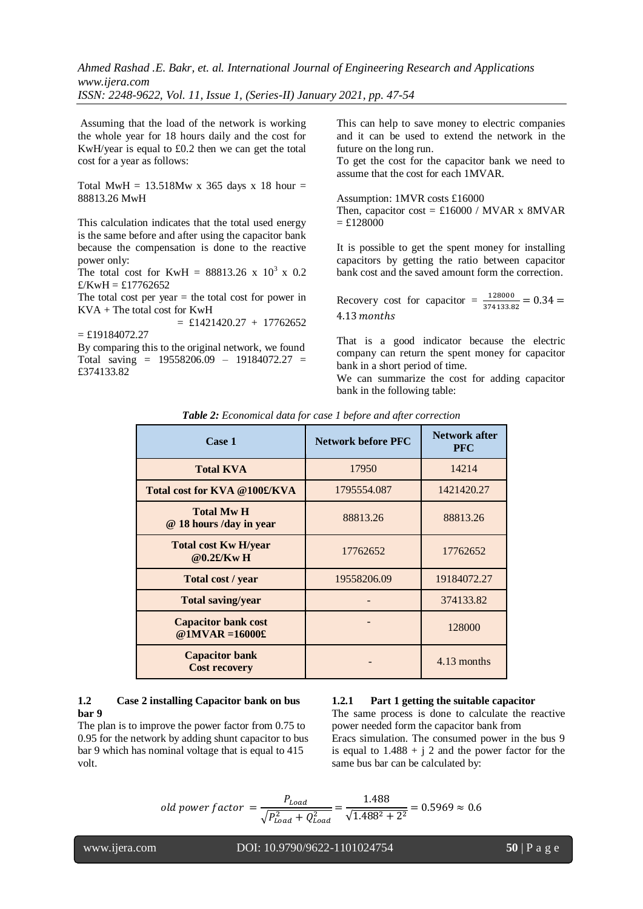Assuming that the load of the network is working the whole year for 18 hours daily and the cost for KwH/year is equal to £0.2 then we can get the total cost for a year as follows:

Total MwH = 13.518Mw x 365 days x 18 hour = 88813.26 MwH

This calculation indicates that the total used energy is the same before and after using the capacitor bank because the compensation is done to the reactive power only:

The total cost for KwH = 88813.26 x $10^3$ x 0.2 £/KwH = £17762652

The total cost per year = the total cost for power in KVA + The total cost for KwH

= £1421420.27 + 17762652 = £19184072.27

By comparing this to the original network, we found Total saving = 19558206.09 – 19184072.27 = £374133.82

This can help to save money to electric companies and it can be used to extend the network in the future on the long run.

To get the cost for the capacitor bank we need to assume that the cost for each 1MVAR.

Assumption: 1MVR costs £16000

Then, capacitor cost = £16000 / MVAR x 8MVAR = £128000

It is possible to get the spent money for installing capacitors by getting the ratio between capacitor bank cost and the saved amount form the correction.

Recovery cost for capacitor = $\frac{128000}{374133.82} = 0.34 = 4.13\,months$

That is a good indicator because the electric company can return the spent money for capacitor bank in a short period of time.

We can summarize the cost for adding capacitor bank in the following table:

*Table 2: Economical data for case 1 before and after correction*

| Case 1 | Network before PFC | Network after PFC |
|---|---|---|
| **Total KVA** | 17950 | 14214 |
| **Total cost for KVA @100£/KVA** | 1795554.087 | 1421420.27 |
| **Total Mw H @ 18 hours /day in year** | 88813.26 | 88813.26 |
| **Total cost Kw H/year @0.2£/Kw H** | 17762652 | 17762652 |
| **Total cost / year** | 19558206.09 | 19184072.27 |
| **Total saving/year** | - | 374133.82 |
| **Capacitor bank cost @1MVAR =16000£** | - | 128000 |
| **Capacitor bank Cost recovery** | - | 4.13 months |

### 1.2 Case 2 installing Capacitor bank on bus bar 9

The plan is to improve the power factor from 0.75 to 0.95 for the network by adding shunt capacitor to bus bar 9 which has nominal voltage that is equal to 415 volt.

#### 1.2.1 Part 1 getting the suitable capacitor

The same process is done to calculate the reactive power needed form the capacitor bank from Eracs simulation. The consumed power in the bus 9 is equal to 1.488 + j 2 and the power factor for the same bus bar can be calculated by:

$$old\ power\ factor = \frac{P_{Load}}{\sqrt{P_{Load}^2 + Q_{Load}^2}} = \frac{1.488}{\sqrt{1.488^2 + 2^2}} = 0.5969 \approx 0.6$$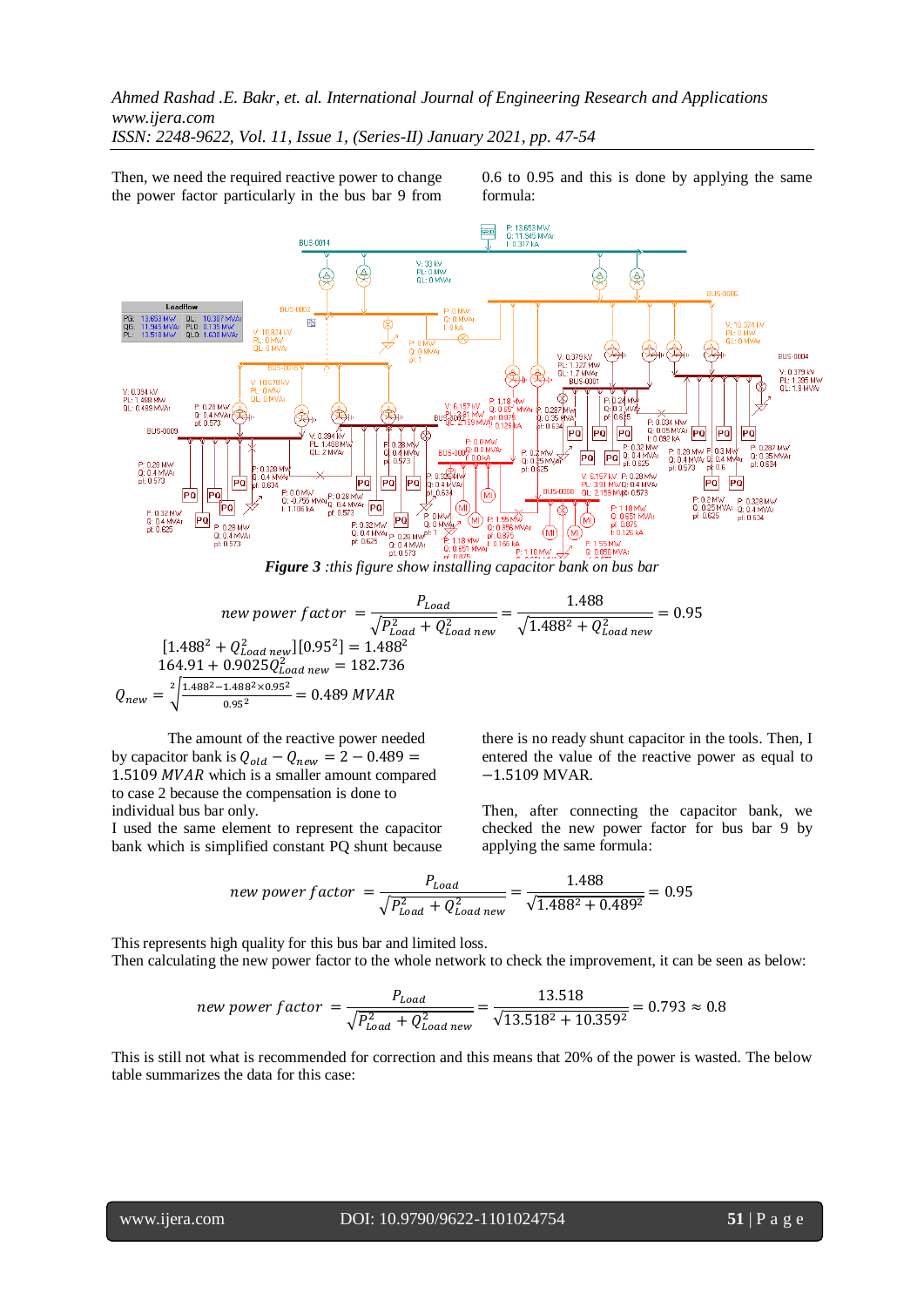Then, we need the required reactive power to change the power factor particularly in the bus bar 9 from 0.6 to 0.95 and this is done by applying the same formula:

***Figure 3** :this figure show installing capacitor bank on bus bar*

$$new\ power\ factor\ = \frac{P_{Load}}{\sqrt{P_{Load}^2 + Q_{Load\ new}^2}} = \frac{1.488}{\sqrt{1.488^2 + Q_{Load\ new}^2}} = 0.95$$

$$[1.488^2 + Q_{Load\ new}^2][0.95^2] = 1.488^2$$

$$164.91 + 0.9025 Q_{Load\ new}^2 = 182.736$$

$$Q_{new} = \sqrt[2]{\frac{1.488^2 - 1.488^2 \times 0.95^2}{0.95^2}} = 0.489\ MVAR$$

The amount of the reactive power needed by capacitor bank is $Q_{old} - Q_{new} = 2 - 0.489 = 1.5109\ MVAR$ which is a smaller amount compared to case 2 because the compensation is done to individual bus bar only.

I used the same element to represent the capacitor bank which is simplified constant PQ shunt because there is no ready shunt capacitor in the tools. Then, I entered the value of the reactive power as equal to $-1.5109$ MVAR.

Then, after connecting the capacitor bank, we checked the new power factor for bus bar 9 by applying the same formula:

$$new\ power\ factor\ = \frac{P_{Load}}{\sqrt{P_{Load}^2 + Q_{Load\ new}^2}} = \frac{1.488}{\sqrt{1.488^2 + 0.489^2}} = 0.95$$

This represents high quality for this bus bar and limited loss.

Then calculating the new power factor to the whole network to check the improvement, it can be seen as below:

$$new\ power\ factor\ = \frac{P_{Load}}{\sqrt{P_{Load}^2 + Q_{Load\ new}^2}} = \frac{13.518}{\sqrt{13.518^2 + 10.359^2}} = 0.793 \approx 0.8$$

This is still not what is recommended for correction and this means that 20% of the power is wasted. The below table summarizes the data for this case: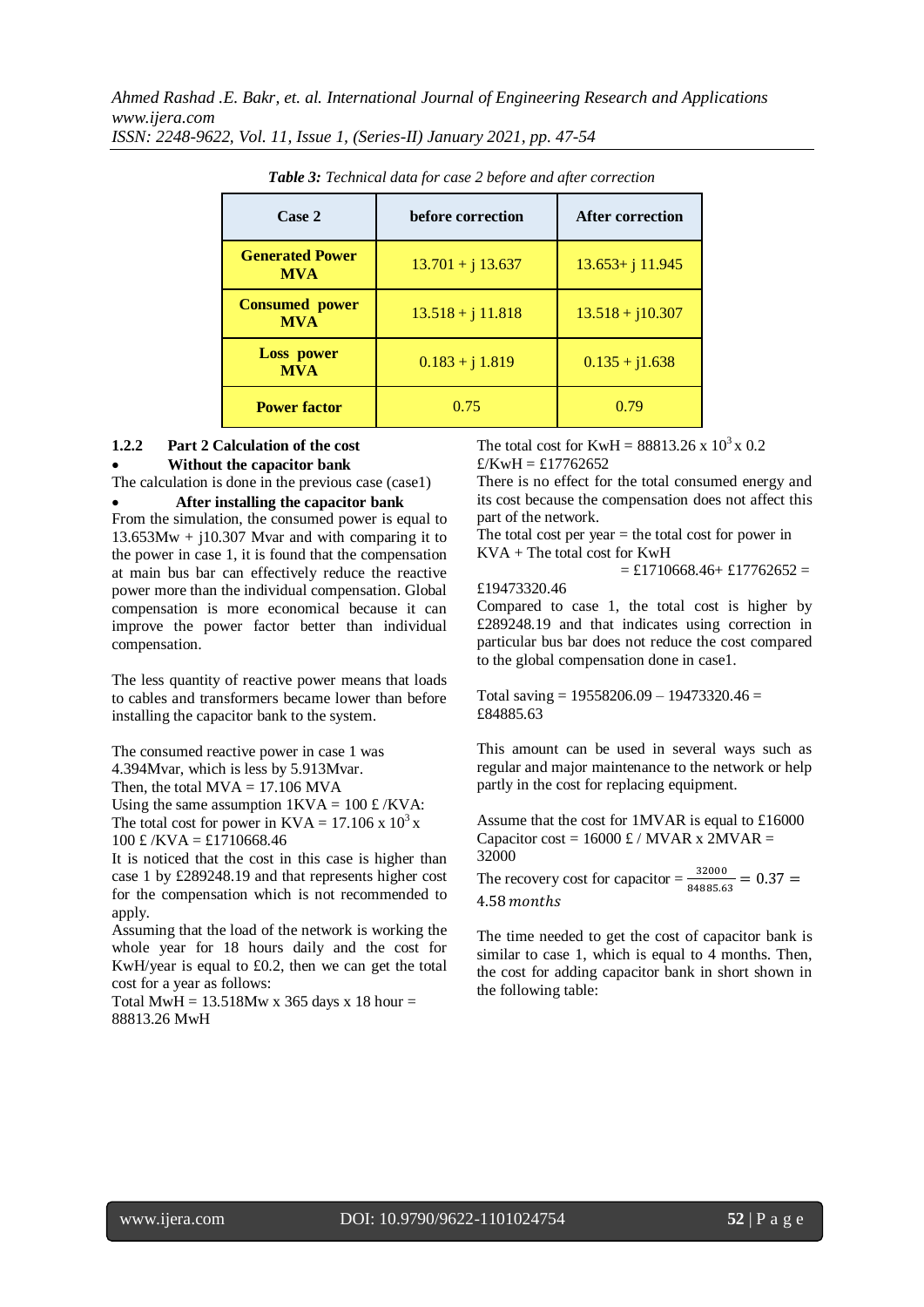*Table 3: Technical data for case 2 before and after correction*

| Case 2 | before correction | After correction |
|---|---|---|
| **Generated Power MVA** | 13.701 + j 13.637 | 13.653+ j 11.945 |
| **Consumed power MVA** | 13.518 + j 11.818 | 13.518 + j10.307 |
| **Loss power MVA** | 0.183 + j 1.819 | 0.135 + j1.638 |
| **Power factor** | 0.75 | 0.79 |

### 1.2.2 Part 2 Calculation of the cost

- **Without the capacitor bank**

The calculation is done in the previous case (case1)

- **After installing the capacitor bank**

From the simulation, the consumed power is equal to 13.653Mw + j10.307 Mvar and with comparing it to the power in case 1, it is found that the compensation at main bus bar can effectively reduce the reactive power more than the individual compensation. Global compensation is more economical because it can improve the power factor better than individual compensation.

The less quantity of reactive power means that loads to cables and transformers became lower than before installing the capacitor bank to the system.

The consumed reactive power in case 1 was 4.394Mvar, which is less by 5.913Mvar.

Then, the total MVA = 17.106 MVA

Using the same assumption 1KVA = 100 £ /KVA:

The total cost for power in KVA = 17.106 x $10^3$ x 100 £ /KVA = £1710668.46

It is noticed that the cost in this case is higher than case 1 by £289248.19 and that represents higher cost for the compensation which is not recommended to apply.

Assuming that the load of the network is working the whole year for 18 hours daily and the cost for KwH/year is equal to £0.2, then we can get the total cost for a year as follows:

Total MwH = 13.518Mw x 365 days x 18 hour = 88813.26 MwH

The total cost for KwH = 88813.26 x $10^3$ x 0.2 £/KwH = £17762652

There is no effect for the total consumed energy and its cost because the compensation does not affect this part of the network.

The total cost per year = the total cost for power in KVA + The total cost for KwH

= £1710668.46+ £17762652 = £19473320.46

Compared to case 1, the total cost is higher by £289248.19 and that indicates using correction in particular bus bar does not reduce the cost compared to the global compensation done in case1.

Total saving = 19558206.09 – 19473320.46 = £84885.63

This amount can be used in several ways such as regular and major maintenance to the network or help partly in the cost for replacing equipment.

Assume that the cost for 1MVAR is equal to £16000

Capacitor cost = 16000 £ / MVAR x 2MVAR = 32000

The recovery cost for capacitor = $\frac{32000}{84885.63} = 0.37 = 4.58\,months$

The time needed to get the cost of capacitor bank is similar to case 1, which is equal to 4 months. Then, the cost for adding capacitor bank in short shown in the following table: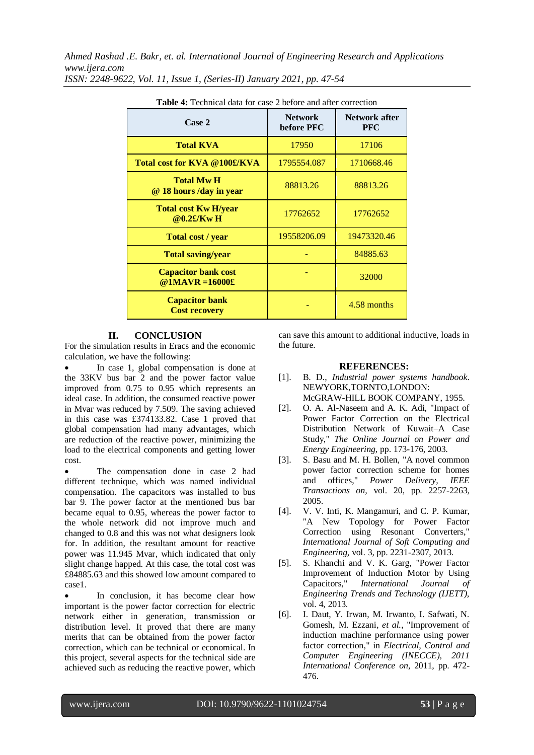**Table 4:** Technical data for case 2 before and after correction

| Case 2 | Network before PFC | Network after PFC |
|---|---|---|
| **Total KVA** | 17950 | 17106 |
| **Total cost for KVA @100£/KVA** | 1795554.087 | 1710668.46 |
| **Total Mw H @ 18 hours /day in year** | 88813.26 | 88813.26 |
| **Total cost Kw H/year @0.2£/Kw H** | 17762652 | 17762652 |
| **Total cost / year** | 19558206.09 | 19473320.46 |
| **Total saving/year** | - | 84885.63 |
| **Capacitor bank cost @1MAVR =16000£** | - | 32000 |
| **Capacitor bank Cost recovery** | - | 4.58 months |

## II. CONCLUSION

For the simulation results in Eracs and the economic calculation, we have the following:

- In case 1, global compensation is done at the 33KV bus bar 2 and the power factor value improved from 0.75 to 0.95 which represents an ideal case. In addition, the consumed reactive power in Mvar was reduced by 7.509. The saving achieved in this case was £374133.82. Case 1 proved that global compensation had many advantages, which are reduction of the reactive power, minimizing the load to the electrical components and getting lower cost.
- The compensation done in case 2 had different technique, which was named individual compensation. The capacitors was installed to bus bar 9. The power factor at the mentioned bus bar became equal to 0.95, whereas the power factor to the whole network did not improve much and changed to 0.8 and this was not what designers look for. In addition, the resultant amount for reactive power was 11.945 Mvar, which indicated that only slight change happed. At this case, the total cost was £84885.63 and this showed low amount compared to case1.
- In conclusion, it has become clear how important is the power factor correction for electric network either in generation, transmission or distribution level. It proved that there are many merits that can be obtained from the power factor correction, which can be technical or economical. In this project, several aspects for the technical side are achieved such as reducing the reactive power, which can save this amount to additional inductive, loads in the future.

## REFERENCES:

[1]. B. D., *Industrial power systems handbook*. NEWYORK,TORNTO,LONDON: McGRAW-HILL BOOK COMPANY, 1955.

[2]. O. A. Al-Naseem and A. K. Adi, "Impact of Power Factor Correction on the Electrical Distribution Network of Kuwait–A Case Study," *The Online Journal on Power and Energy Engineering*, pp. 173-176, 2003.

[3]. S. Basu and M. H. Bollen, "A novel common power factor correction scheme for homes and offices," *Power Delivery, IEEE Transactions on*, vol. 20, pp. 2257-2263, 2005.

[4]. V. V. Inti, K. Mangamuri, and C. P. Kumar, "A New Topology for Power Factor Correction using Resonant Converters," *International Journal of Soft Computing and Engineering*, vol. 3, pp. 2231-2307, 2013.

[5]. S. Khanchi and V. K. Garg, "Power Factor Improvement of Induction Motor by Using Capacitors," *International Journal of Engineering Trends and Technology (IJETT)*, vol. 4, 2013.

[6]. I. Daut, Y. Irwan, M. Irwanto, I. Safwati, N. Gomesh, M. Ezzani, *et al.*, "Improvement of induction machine performance using power factor correction," in *Electrical, Control and Computer Engineering (INECCE), 2011 International Conference on*, 2011, pp. 472-476.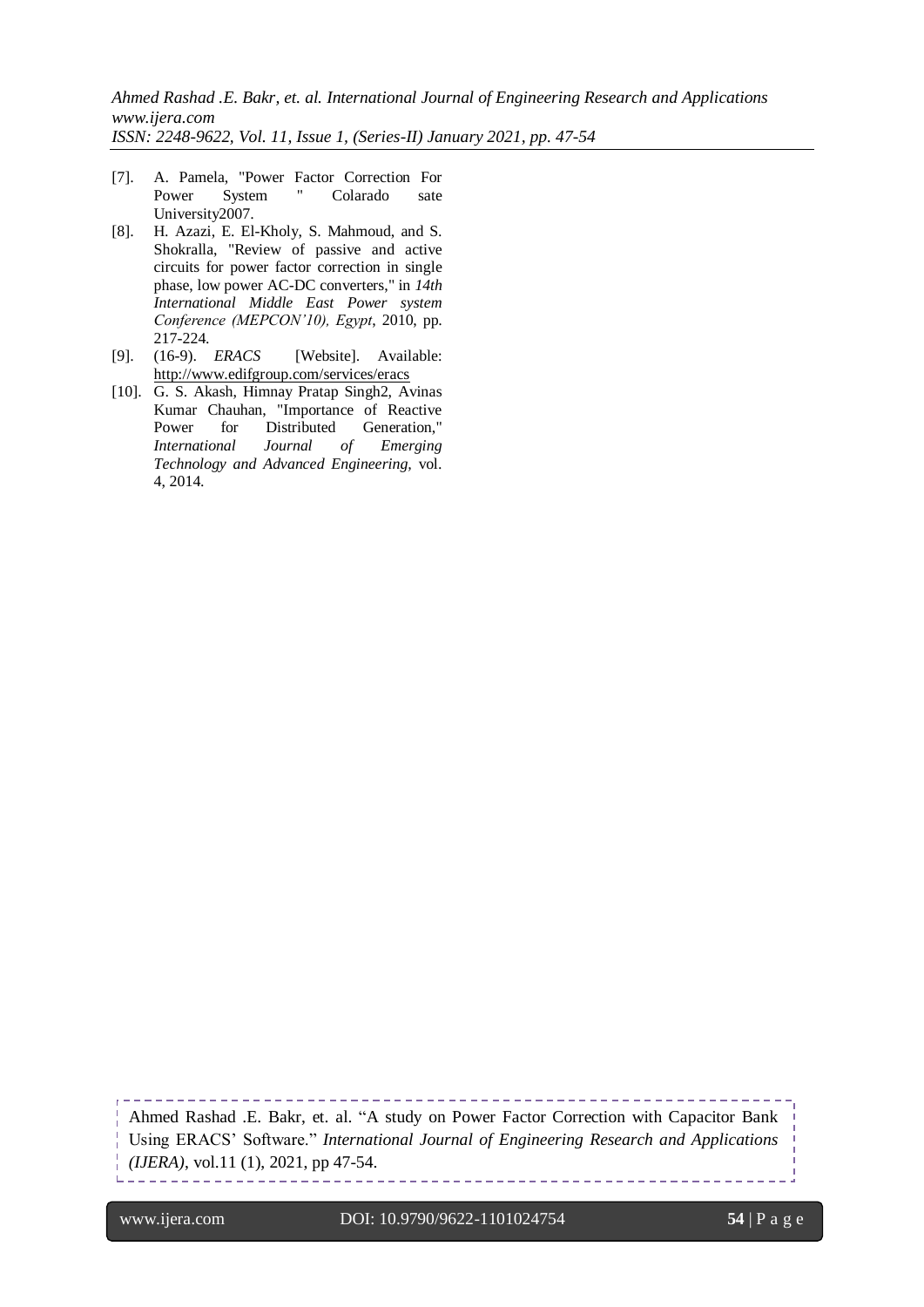[7]. A. Pamela, "Power Factor Correction For Power System " Colarado sate University2007.

[8]. H. Azazi, E. El-Kholy, S. Mahmoud, and S. Shokralla, "Review of passive and active circuits for power factor correction in single phase, low power AC-DC converters," in *14th International Middle East Power system Conference (MEPCON'10), Egypt*, 2010, pp. 217-224.

[9]. (16-9). *ERACS* [Website]. Available: http://www.edifgroup.com/services/eracs

[10]. G. S. Akash, Himnay Pratap Singh2, Avinas Kumar Chauhan, "Importance of Reactive Power for Distributed Generation," *International Journal of Emerging Technology and Advanced Engineering,* vol. 4, 2014.

Ahmed Rashad .E. Bakr, et. al. "A study on Power Factor Correction with Capacitor Bank Using ERACS' Software." *International Journal of Engineering Research and Applications (IJERA)*, vol.11 (1), 2021, pp 47-54.